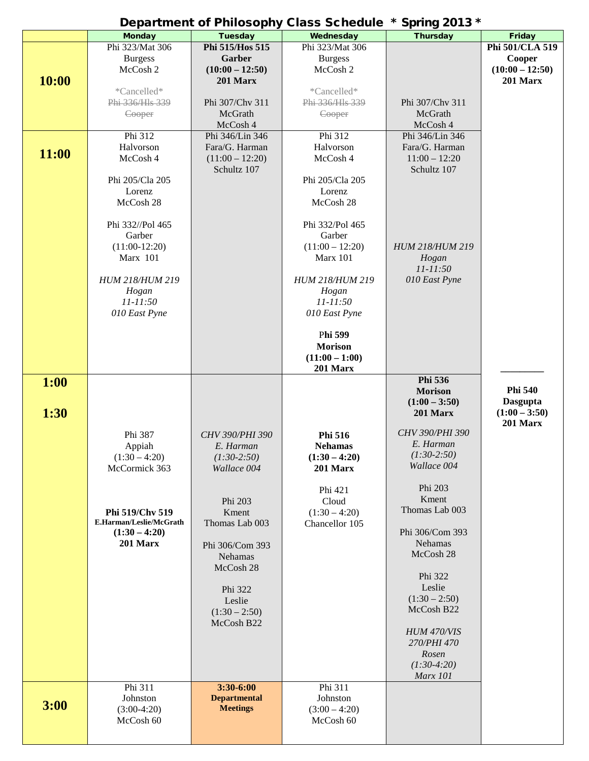# Department of Philosophy Class Schedule * Spring 2013 *

| | Monday | Tuesday | Wednesday | Thursday | Friday |
|---|---|---|---|---|---|
| **10:00** | Phi 323/Mat 306 Burgess McCosh 2<br><br>\*Cancelled\* ~~Phi 336/Hls 339 Cooper~~ | **Phi 515/Hos 515 Garber (10:00 – 12:50) 201 Marx**<br><br>Phi 307/Chv 311 McGrath McCosh 4 | Phi 323/Mat 306 Burgess McCosh 2<br><br>\*Cancelled\* ~~Phi 336/Hls 339 Cooper~~ | Phi 307/Chv 311 McGrath McCosh 4 | **Phi 501/CLA 519 Cooper (10:00 – 12:50) 201 Marx** |
| **11:00** | Phi 312 Halvorson McCosh 4<br><br>Phi 205/Cla 205 Lorenz McCosh 28<br><br>Phi 332//Pol 465 Garber (11:00-12:20) Marx 101<br><br>*HUM 218/HUM 219 Hogan 11-11:50 010 East Pyne* | Phi 346/Lin 346 Fara/G. Harman (11:00 – 12:20) Schultz 107 | Phi 312 Halvorson McCosh 4<br><br>Phi 205/Cla 205 Lorenz McCosh 28<br><br>Phi 332/Pol 465 Garber (11:00 – 12:20) Marx 101<br><br>*HUM 218/HUM 219 Hogan 11-11:50 010 East Pyne*<br><br>**Phi 599 Morison (11:00 – 1:00) 201 Marx** | Phi 346/Lin 346 Fara/G. Harman 11:00 – 12:20 Schultz 107<br><br>*HUM 218/HUM 219 Hogan 11-11:50 010 East Pyne* | |
| **1:00**<br><br>**1:30** | Phi 387 Appiah (1:30 – 4:20) McCormick 363<br><br>**Phi 519/Chv 519 E.Harman/Leslie/McGrath (1:30 – 4:20) 201 Marx** | *CHV 390/PHI 390 E. Harman (1:30-2:50) Wallace 004*<br><br>Phi 203 Kment Thomas Lab 003<br><br>Phi 306/Com 393 Nehamas McCosh 28<br><br>Phi 322 Leslie (1:30 – 2:50) McCosh B22 | **Phi 516 Nehamas (1:30 – 4:20) 201 Marx**<br><br>Phi 421 Cloud (1:30 – 4:20) Chancellor 105 | **Phi 536 Morison (1:00 – 3:50) 201 Marx**<br><br>*CHV 390/PHI 390 E. Harman (1:30-2:50) Wallace 004*<br><br>Phi 203 Kment Thomas Lab 003<br><br>Phi 306/Com 393 Nehamas McCosh 28<br><br>Phi 322 Leslie (1:30 – 2:50) McCosh B22<br><br>*HUM 470/VIS 270/PHI 470 Rosen (1:30-4:20) Marx 101* | **Phi 540 Dasgupta (1:00 – 3:50) 201 Marx** |
| **3:00** | Phi 311 Johnston (3:00-4:20) McCosh 60 | **3:30-6:00 Departmental Meetings** | Phi 311 Johnston (3:00 – 4:20) McCosh 60 | | |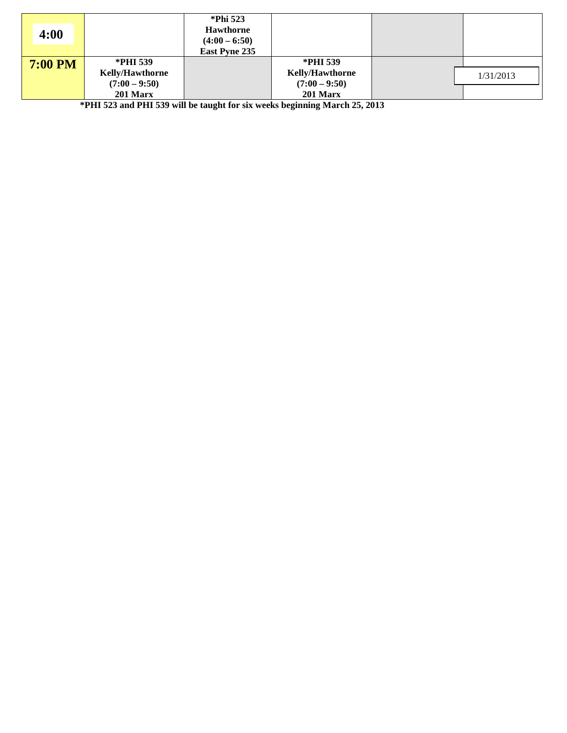| | | | | | |
|---|---|---|---|---|---|
| 4:00 | | *Phi 523<br>Hawthorne<br>(4:00 – 6:50)<br>East Pyne 235 | | | |
| 7:00 PM | *PHI 539<br>Kelly/Hawthorne<br>(7:00 – 9:50)<br>201 Marx | | *PHI 539<br>Kelly/Hawthorne<br>(7:00 – 9:50)<br>201 Marx | | 1/31/2013 |

**\*PHI 523 and PHI 539 will be taught for six weeks beginning March 25, 2013**